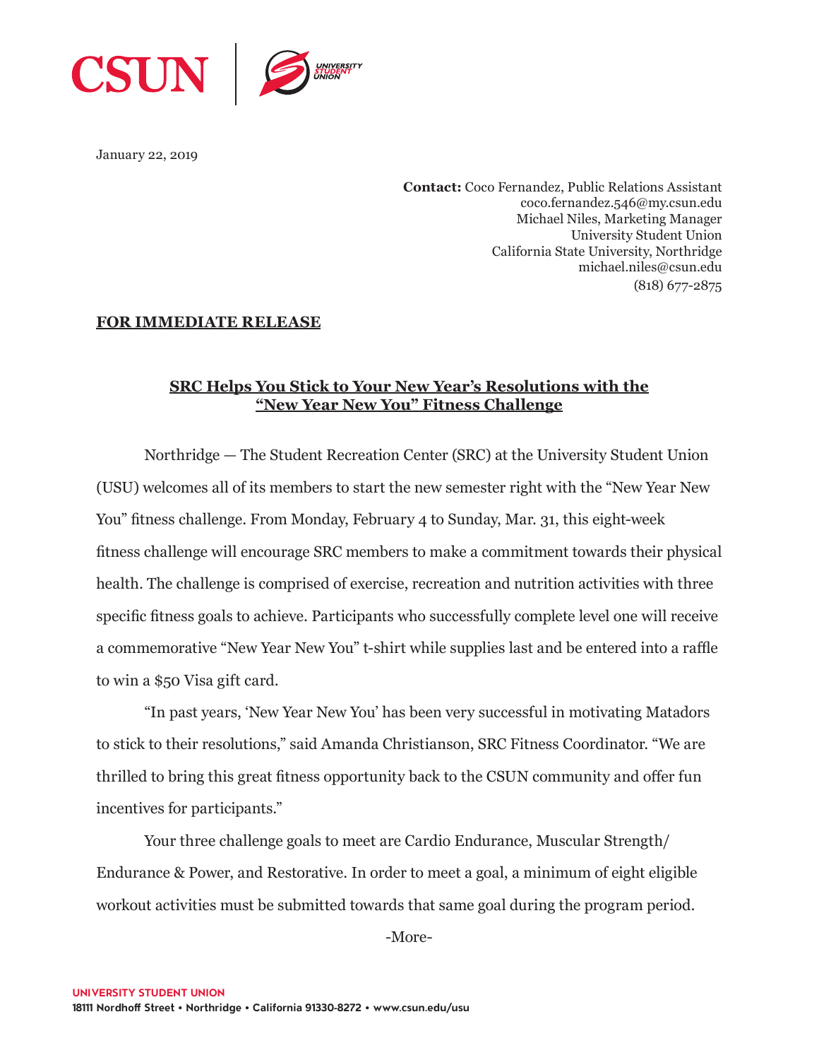January 22, 2019

**Contact:** Coco Fernandez, Public Relations Assistant
coco.fernandez.546@my.csun.edu
Michael Niles, Marketing Manager
University Student Union
California State University, Northridge
michael.niles@csun.edu
(818) 677-2875

**FOR IMMEDIATE RELEASE**

## SRC Helps You Stick to Your New Year's Resolutions with the "New Year New You" Fitness Challenge

Northridge — The Student Recreation Center (SRC) at the University Student Union (USU) welcomes all of its members to start the new semester right with the "New Year New You" fitness challenge. From Monday, February 4 to Sunday, Mar. 31, this eight-week fitness challenge will encourage SRC members to make a commitment towards their physical health. The challenge is comprised of exercise, recreation and nutrition activities with three specific fitness goals to achieve. Participants who successfully complete level one will receive a commemorative "New Year New You" t-shirt while supplies last and be entered into a raffle to win a $50 Visa gift card.

"In past years, 'New Year New You' has been very successful in motivating Matadors to stick to their resolutions," said Amanda Christianson, SRC Fitness Coordinator. "We are thrilled to bring this great fitness opportunity back to the CSUN community and offer fun incentives for participants."

Your three challenge goals to meet are Cardio Endurance, Muscular Strength/ Endurance & Power, and Restorative. In order to meet a goal, a minimum of eight eligible workout activities must be submitted towards that same goal during the program period.

-More-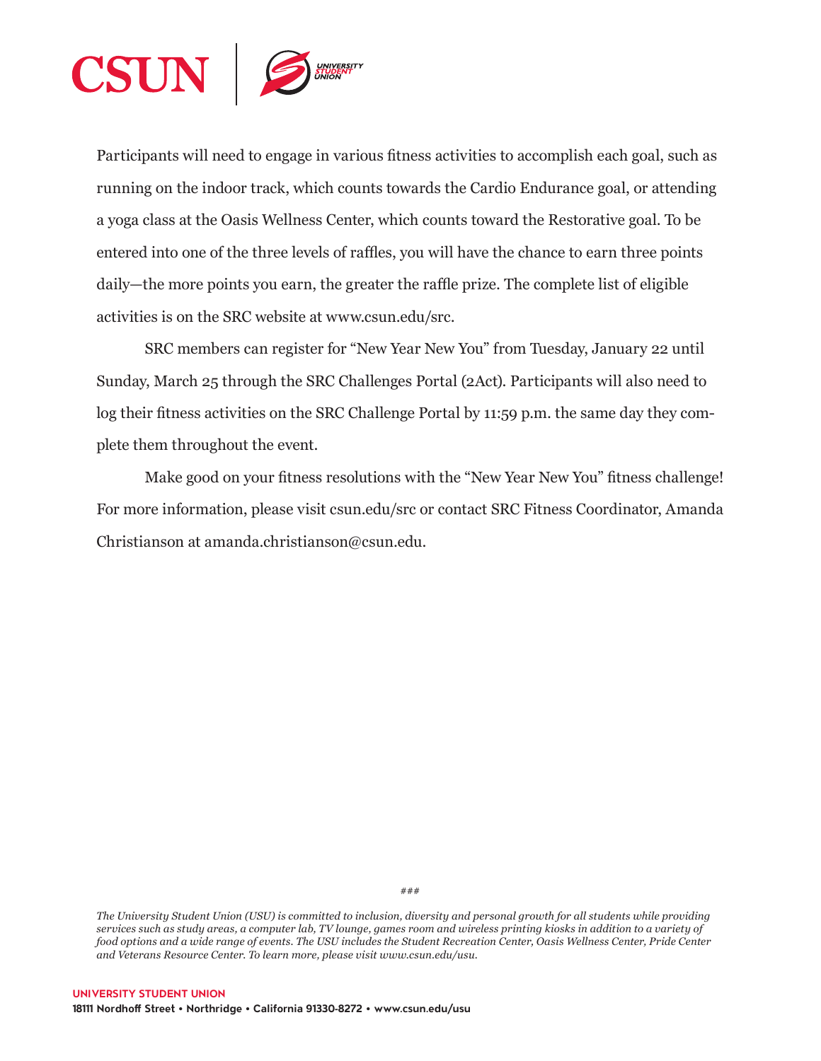Participants will need to engage in various fitness activities to accomplish each goal, such as running on the indoor track, which counts towards the Cardio Endurance goal, or attending a yoga class at the Oasis Wellness Center, which counts toward the Restorative goal. To be entered into one of the three levels of raffles, you will have the chance to earn three points daily—the more points you earn, the greater the raffle prize. The complete list of eligible activities is on the SRC website at www.csun.edu/src.

SRC members can register for "New Year New You" from Tuesday, January 22 until Sunday, March 25 through the SRC Challenges Portal (2Act). Participants will also need to log their fitness activities on the SRC Challenge Portal by 11:59 p.m. the same day they complete them throughout the event.

Make good on your fitness resolutions with the "New Year New You" fitness challenge! For more information, please visit csun.edu/src or contact SRC Fitness Coordinator, Amanda Christianson at amanda.christianson@csun.edu.

###

*The University Student Union (USU) is committed to inclusion, diversity and personal growth for all students while providing services such as study areas, a computer lab, TV lounge, games room and wireless printing kiosks in addition to a variety of food options and a wide range of events. The USU includes the Student Recreation Center, Oasis Wellness Center, Pride Center and Veterans Resource Center. To learn more, please visit www.csun.edu/usu.*